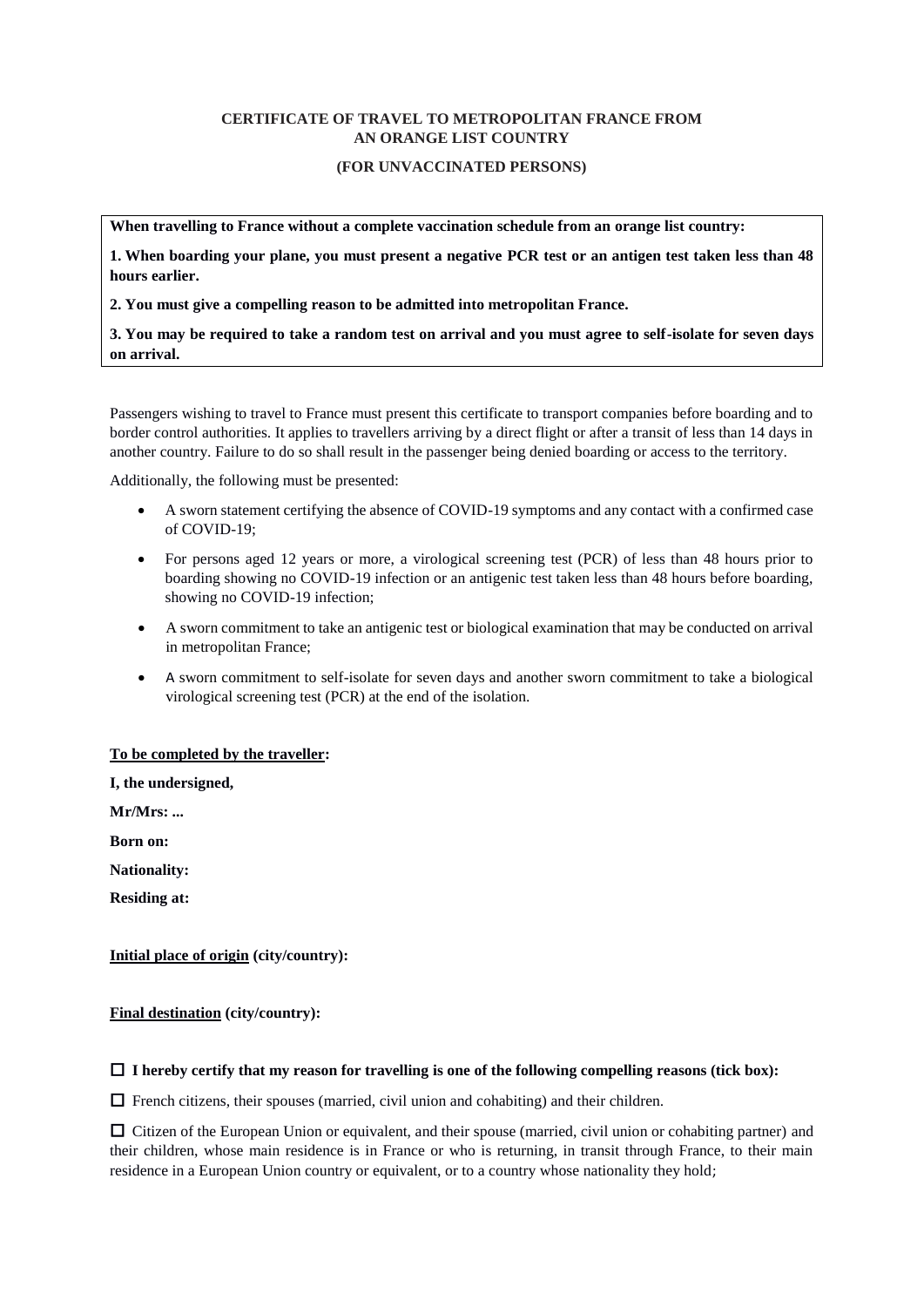**CERTIFICATE OF TRAVEL TO METROPOLITAN FRANCE FROM AN ORANGE LIST COUNTRY**

**(FOR UNVACCINATED PERSONS)**

**When travelling to France without a complete vaccination schedule from an orange list country:**

**1. When boarding your plane, you must present a negative PCR test or an antigen test taken less than 48 hours earlier.**

**2. You must give a compelling reason to be admitted into metropolitan France.**

**3. You may be required to take a random test on arrival and you must agree to self-isolate for seven days on arrival.**

Passengers wishing to travel to France must present this certificate to transport companies before boarding and to border control authorities. It applies to travellers arriving by a direct flight or after a transit of less than 14 days in another country. Failure to do so shall result in the passenger being denied boarding or access to the territory.

Additionally, the following must be presented:

- A sworn statement certifying the absence of COVID-19 symptoms and any contact with a confirmed case of COVID-19;
- For persons aged 12 years or more, a virological screening test (PCR) of less than 48 hours prior to boarding showing no COVID-19 infection or an antigenic test taken less than 48 hours before boarding, showing no COVID-19 infection;
- A sworn commitment to take an antigenic test or biological examination that may be conducted on arrival in metropolitan France;
- A sworn commitment to self-isolate for seven days and another sworn commitment to take a biological virological screening test (PCR) at the end of the isolation.

**To be completed by the traveller:**

**I, the undersigned,**

**Mr/Mrs: ...**

**Born on:**

**Nationality:**

**Residing at:**

**Initial place of origin (city/country):**

**Final destination (city/country):**

☐ **I hereby certify that my reason for travelling is one of the following compelling reasons (tick box):**

☐ French citizens, their spouses (married, civil union and cohabiting) and their children.

☐ Citizen of the European Union or equivalent, and their spouse (married, civil union or cohabiting partner) and their children, whose main residence is in France or who is returning, in transit through France, to their main residence in a European Union country or equivalent, or to a country whose nationality they hold;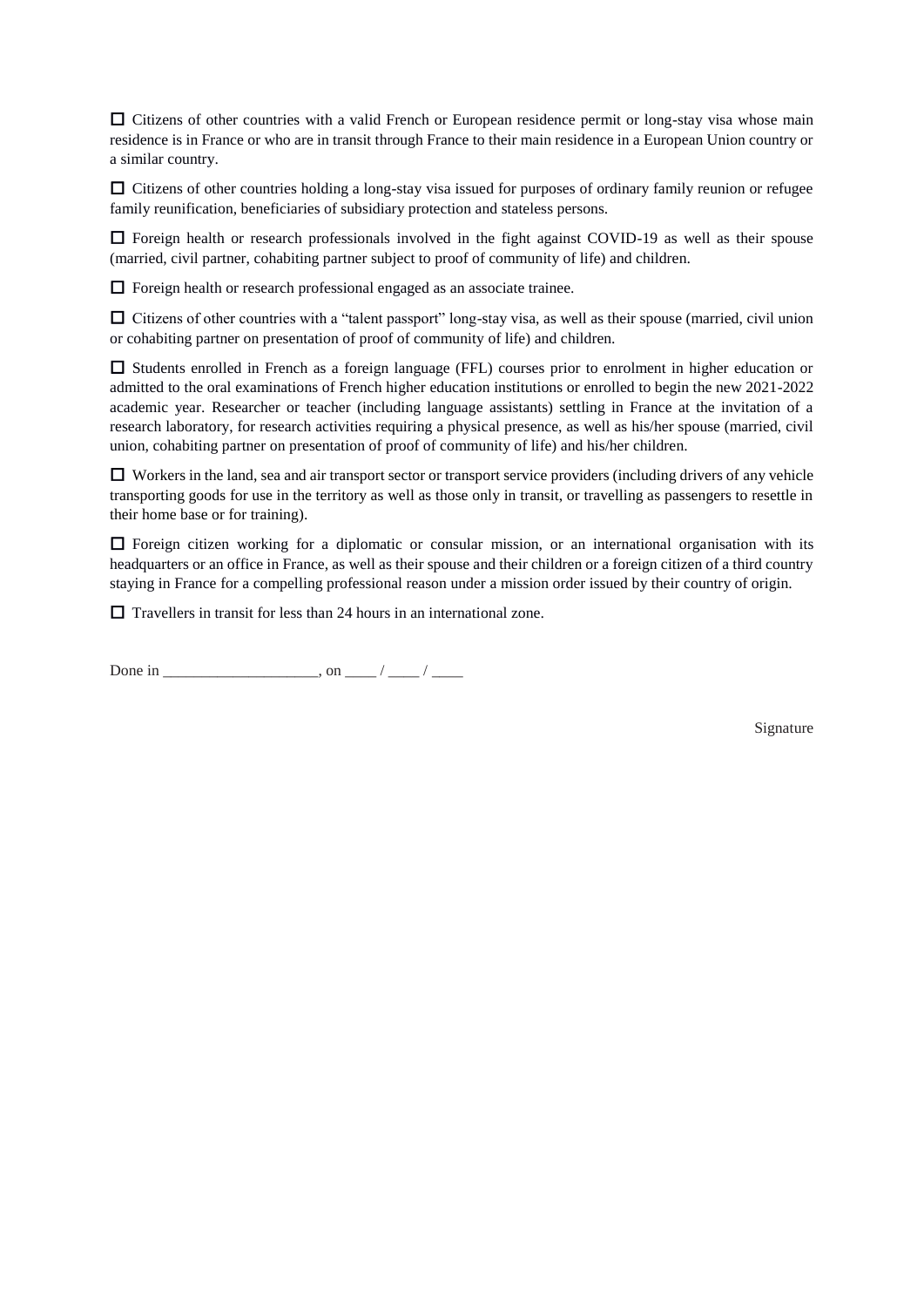☐ Citizens of other countries with a valid French or European residence permit or long-stay visa whose main residence is in France or who are in transit through France to their main residence in a European Union country or a similar country.

☐ Citizens of other countries holding a long-stay visa issued for purposes of ordinary family reunion or refugee family reunification, beneficiaries of subsidiary protection and stateless persons.

☐ Foreign health or research professionals involved in the fight against COVID-19 as well as their spouse (married, civil partner, cohabiting partner subject to proof of community of life) and children.

☐ Foreign health or research professional engaged as an associate trainee.

☐ Citizens of other countries with a "talent passport" long-stay visa, as well as their spouse (married, civil union or cohabiting partner on presentation of proof of community of life) and children.

☐ Students enrolled in French as a foreign language (FFL) courses prior to enrolment in higher education or admitted to the oral examinations of French higher education institutions or enrolled to begin the new 2021-2022 academic year. Researcher or teacher (including language assistants) settling in France at the invitation of a research laboratory, for research activities requiring a physical presence, as well as his/her spouse (married, civil union, cohabiting partner on presentation of proof of community of life) and his/her children.

☐ Workers in the land, sea and air transport sector or transport service providers (including drivers of any vehicle transporting goods for use in the territory as well as those only in transit, or travelling as passengers to resettle in their home base or for training).

☐ Foreign citizen working for a diplomatic or consular mission, or an international organisation with its headquarters or an office in France, as well as their spouse and their children or a foreign citizen of a third country staying in France for a compelling professional reason under a mission order issued by their country of origin.

☐ Travellers in transit for less than 24 hours in an international zone.

Done in ____________________, on ____ / ____ / ____

Signature